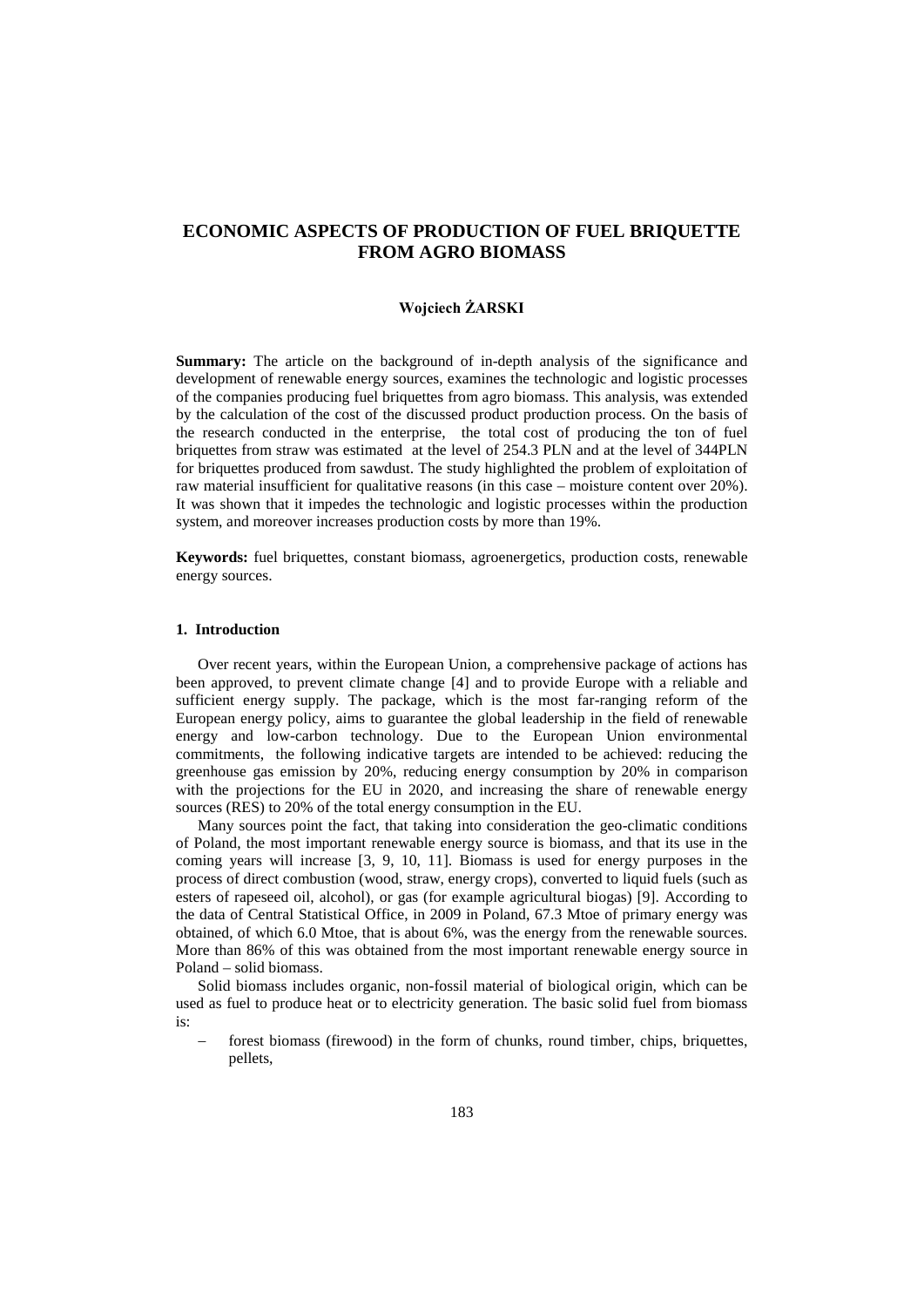# ECONOMIC ASPECTS OF PRODUCTION OF FUEL BRIQUETTE FROM AGRO BIOMASS

**Wojciech ŻARSKI**

**Summary:** The article on the background of in-depth analysis of the significance and development of renewable energy sources, examines the technologic and logistic processes of the companies producing fuel briquettes from agro biomass. This analysis, was extended by the calculation of the cost of the discussed product production process. On the basis of the research conducted in the enterprise, the total cost of producing the ton of fuel briquettes from straw was estimated at the level of 254.3 PLN and at the level of 344PLN for briquettes produced from sawdust. The study highlighted the problem of exploitation of raw material insufficient for qualitative reasons (in this case – moisture content over 20%). It was shown that it impedes the technologic and logistic processes within the production system, and moreover increases production costs by more than 19%.

**Keywords:** fuel briquettes, constant biomass, agroenergetics, production costs, renewable energy sources.

## 1. Introduction

Over recent years, within the European Union, a comprehensive package of actions has been approved, to prevent climate change [4] and to provide Europe with a reliable and sufficient energy supply. The package, which is the most far-ranging reform of the European energy policy, aims to guarantee the global leadership in the field of renewable energy and low-carbon technology. Due to the European Union environmental commitments, the following indicative targets are intended to be achieved: reducing the greenhouse gas emission by 20%, reducing energy consumption by 20% in comparison with the projections for the EU in 2020, and increasing the share of renewable energy sources (RES) to 20% of the total energy consumption in the EU.

Many sources point the fact, that taking into consideration the geo-climatic conditions of Poland, the most important renewable energy source is biomass, and that its use in the coming years will increase [3, 9, 10, 11]. Biomass is used for energy purposes in the process of direct combustion (wood, straw, energy crops), converted to liquid fuels (such as esters of rapeseed oil, alcohol), or gas (for example agricultural biogas) [9]. According to the data of Central Statistical Office, in 2009 in Poland, 67.3 Mtoe of primary energy was obtained, of which 6.0 Mtoe, that is about 6%, was the energy from the renewable sources. More than 86% of this was obtained from the most important renewable energy source in Poland – solid biomass.

Solid biomass includes organic, non-fossil material of biological origin, which can be used as fuel to produce heat or to electricity generation. The basic solid fuel from biomass is:

- forest biomass (firewood) in the form of chunks, round timber, chips, briquettes, pellets,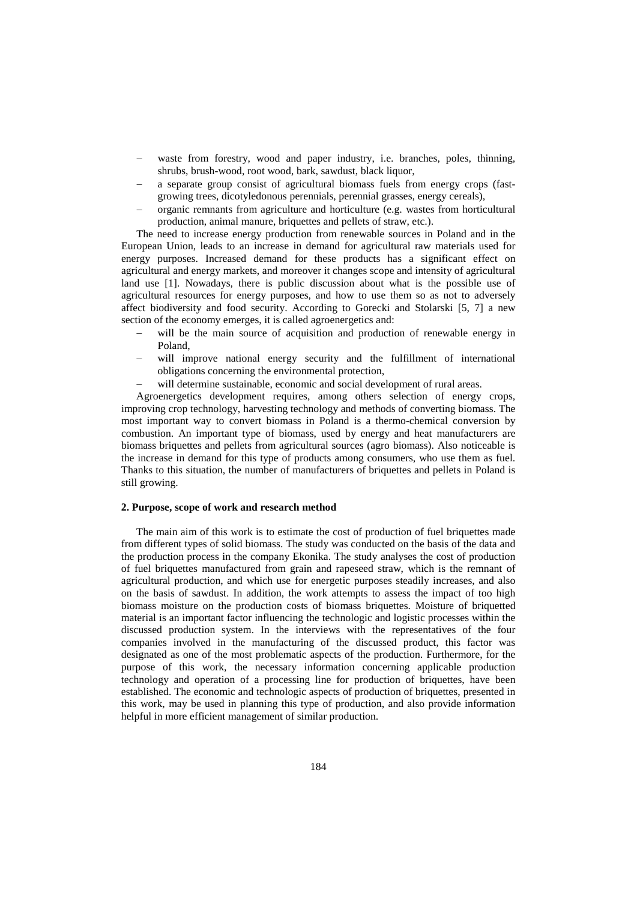- waste from forestry, wood and paper industry, i.e. branches, poles, thinning, shrubs, brush-wood, root wood, bark, sawdust, black liquor,
- a separate group consist of agricultural biomass fuels from energy crops (fast-growing trees, dicotyledonous perennials, perennial grasses, energy cereals),
- organic remnants from agriculture and horticulture (e.g. wastes from horticultural production, animal manure, briquettes and pellets of straw, etc.).

The need to increase energy production from renewable sources in Poland and in the European Union, leads to an increase in demand for agricultural raw materials used for energy purposes. Increased demand for these products has a significant effect on agricultural and energy markets, and moreover it changes scope and intensity of agricultural land use [1]. Nowadays, there is public discussion about what is the possible use of agricultural resources for energy purposes, and how to use them so as not to adversely affect biodiversity and food security. According to Gorecki and Stolarski [5, 7] a new section of the economy emerges, it is called agroenergetics and:

- will be the main source of acquisition and production of renewable energy in Poland,
- will improve national energy security and the fulfillment of international obligations concerning the environmental protection,
- will determine sustainable, economic and social development of rural areas.

Agroenergetics development requires, among others selection of energy crops, improving crop technology, harvesting technology and methods of converting biomass. The most important way to convert biomass in Poland is a thermo-chemical conversion by combustion. An important type of biomass, used by energy and heat manufacturers are biomass briquettes and pellets from agricultural sources (agro biomass). Also noticeable is the increase in demand for this type of products among consumers, who use them as fuel. Thanks to this situation, the number of manufacturers of briquettes and pellets in Poland is still growing.

## 2. Purpose, scope of work and research method

The main aim of this work is to estimate the cost of production of fuel briquettes made from different types of solid biomass. The study was conducted on the basis of the data and the production process in the company Ekonika. The study analyses the cost of production of fuel briquettes manufactured from grain and rapeseed straw, which is the remnant of agricultural production, and which use for energetic purposes steadily increases, and also on the basis of sawdust. In addition, the work attempts to assess the impact of too high biomass moisture on the production costs of biomass briquettes. Moisture of briquetted material is an important factor influencing the technologic and logistic processes within the discussed production system. In the interviews with the representatives of the four companies involved in the manufacturing of the discussed product, this factor was designated as one of the most problematic aspects of the production. Furthermore, for the purpose of this work, the necessary information concerning applicable production technology and operation of a processing line for production of briquettes, have been established. The economic and technologic aspects of production of briquettes, presented in this work, may be used in planning this type of production, and also provide information helpful in more efficient management of similar production.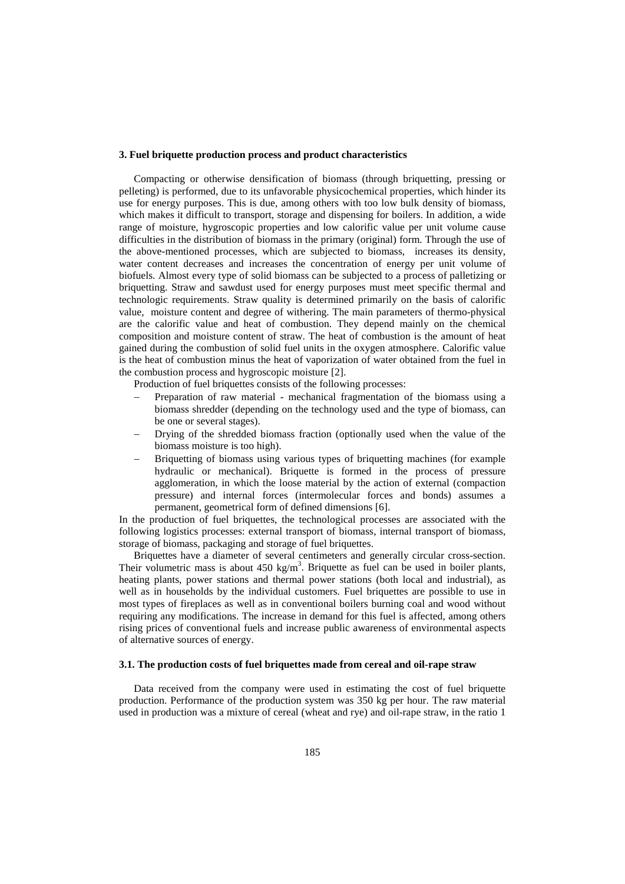## 3. Fuel briquette production process and product characteristics

Compacting or otherwise densification of biomass (through briquetting, pressing or pelleting) is performed, due to its unfavorable physicochemical properties, which hinder its use for energy purposes. This is due, among others with too low bulk density of biomass, which makes it difficult to transport, storage and dispensing for boilers. In addition, a wide range of moisture, hygroscopic properties and low calorific value per unit volume cause difficulties in the distribution of biomass in the primary (original) form. Through the use of the above-mentioned processes, which are subjected to biomass, increases its density, water content decreases and increases the concentration of energy per unit volume of biofuels. Almost every type of solid biomass can be subjected to a process of palletizing or briquetting. Straw and sawdust used for energy purposes must meet specific thermal and technologic requirements. Straw quality is determined primarily on the basis of calorific value, moisture content and degree of withering. The main parameters of thermo-physical are the calorific value and heat of combustion. They depend mainly on the chemical composition and moisture content of straw. The heat of combustion is the amount of heat gained during the combustion of solid fuel units in the oxygen atmosphere. Calorific value is the heat of combustion minus the heat of vaporization of water obtained from the fuel in the combustion process and hygroscopic moisture [2].

Production of fuel briquettes consists of the following processes:

- Preparation of raw material - mechanical fragmentation of the biomass using a biomass shredder (depending on the technology used and the type of biomass, can be one or several stages).
- Drying of the shredded biomass fraction (optionally used when the value of the biomass moisture is too high).
- Briquetting of biomass using various types of briquetting machines (for example hydraulic or mechanical). Briquette is formed in the process of pressure agglomeration, in which the loose material by the action of external (compaction pressure) and internal forces (intermolecular forces and bonds) assumes a permanent, geometrical form of defined dimensions [6].

In the production of fuel briquettes, the technological processes are associated with the following logistics processes: external transport of biomass, internal transport of biomass, storage of biomass, packaging and storage of fuel briquettes.

Briquettes have a diameter of several centimeters and generally circular cross-section. Their volumetric mass is about 450 $kg/m^3$. Briquette as fuel can be used in boiler plants, heating plants, power stations and thermal power stations (both local and industrial), as well as in households by the individual customers. Fuel briquettes are possible to use in most types of fireplaces as well as in conventional boilers burning coal and wood without requiring any modifications. The increase in demand for this fuel is affected, among others rising prices of conventional fuels and increase public awareness of environmental aspects of alternative sources of energy.

### 3.1. The production costs of fuel briquettes made from cereal and oil-rape straw

Data received from the company were used in estimating the cost of fuel briquette production. Performance of the production system was 350 kg per hour. The raw material used in production was a mixture of cereal (wheat and rye) and oil-rape straw, in the ratio 1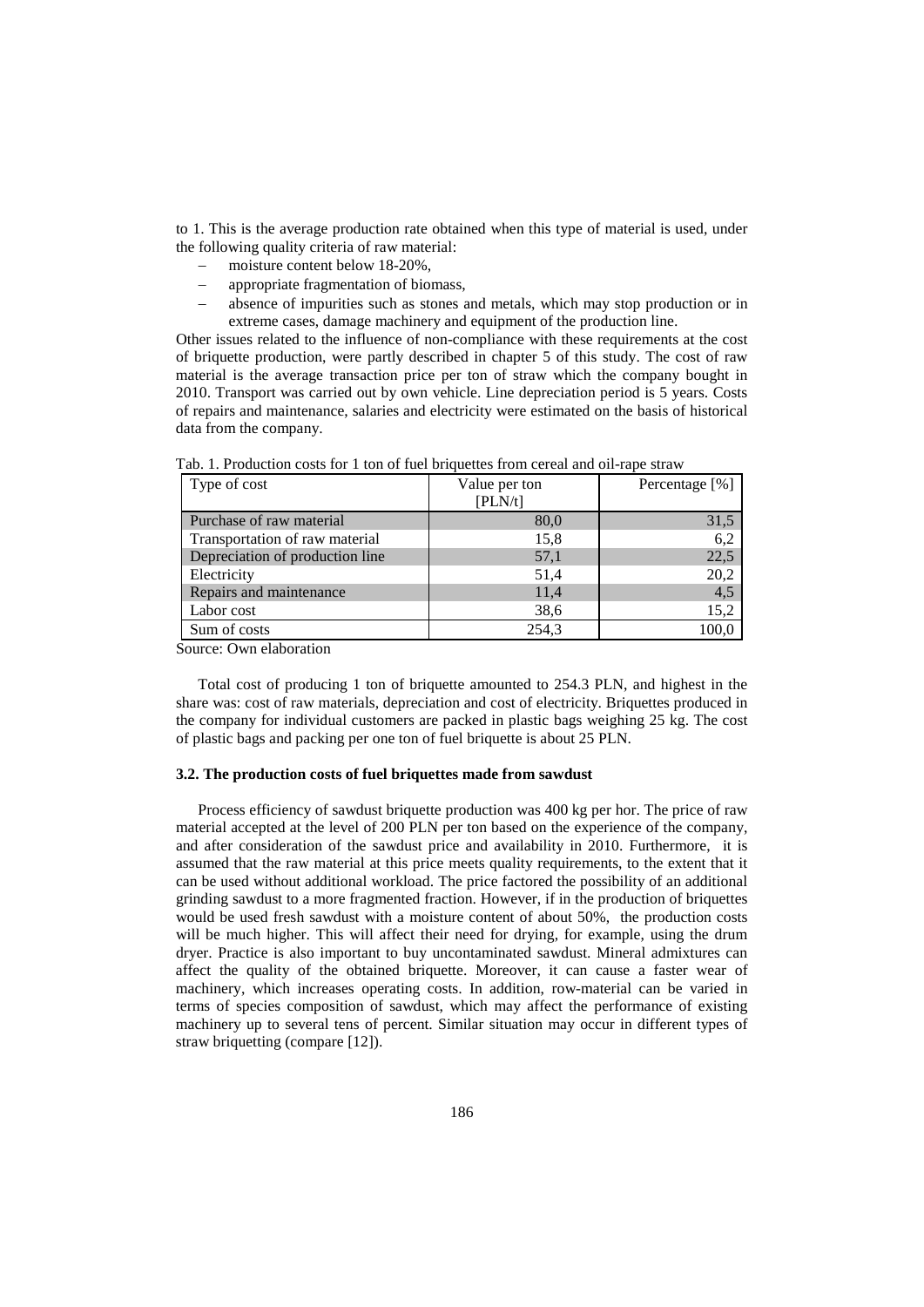to 1. This is the average production rate obtained when this type of material is used, under the following quality criteria of raw material:

- moisture content below 18-20%,
- appropriate fragmentation of biomass,
- absence of impurities such as stones and metals, which may stop production or in extreme cases, damage machinery and equipment of the production line.

Other issues related to the influence of non-compliance with these requirements at the cost of briquette production, were partly described in chapter 5 of this study. The cost of raw material is the average transaction price per ton of straw which the company bought in 2010. Transport was carried out by own vehicle. Line depreciation period is 5 years. Costs of repairs and maintenance, salaries and electricity were estimated on the basis of historical data from the company.

Tab. 1. Production costs for 1 ton of fuel briquettes from cereal and oil-rape straw

| Type of cost | Value per ton [PLN/t] | Percentage [%] |
|---|---|---|
| Purchase of raw material | 80,0 | 31,5 |
| Transportation of raw material | 15,8 | 6,2 |
| Depreciation of production line | 57,1 | 22,5 |
| Electricity | 51,4 | 20,2 |
| Repairs and maintenance | 11,4 | 4,5 |
| Labor cost | 38,6 | 15,2 |
| Sum of costs | 254,3 | 100,0 |

Source: Own elaboration

Total cost of producing 1 ton of briquette amounted to 254.3 PLN, and highest in the share was: cost of raw materials, depreciation and cost of electricity. Briquettes produced in the company for individual customers are packed in plastic bags weighing 25 kg. The cost of plastic bags and packing per one ton of fuel briquette is about 25 PLN.

### 3.2. The production costs of fuel briquettes made from sawdust

Process efficiency of sawdust briquette production was 400 kg per hor. The price of raw material accepted at the level of 200 PLN per ton based on the experience of the company, and after consideration of the sawdust price and availability in 2010. Furthermore, it is assumed that the raw material at this price meets quality requirements, to the extent that it can be used without additional workload. The price factored the possibility of an additional grinding sawdust to a more fragmented fraction. However, if in the production of briquettes would be used fresh sawdust with a moisture content of about 50%, the production costs will be much higher. This will affect their need for drying, for example, using the drum dryer. Practice is also important to buy uncontaminated sawdust. Mineral admixtures can affect the quality of the obtained briquette. Moreover, it can cause a faster wear of machinery, which increases operating costs. In addition, row-material can be varied in terms of species composition of sawdust, which may affect the performance of existing machinery up to several tens of percent. Similar situation may occur in different types of straw briquetting (compare [12]).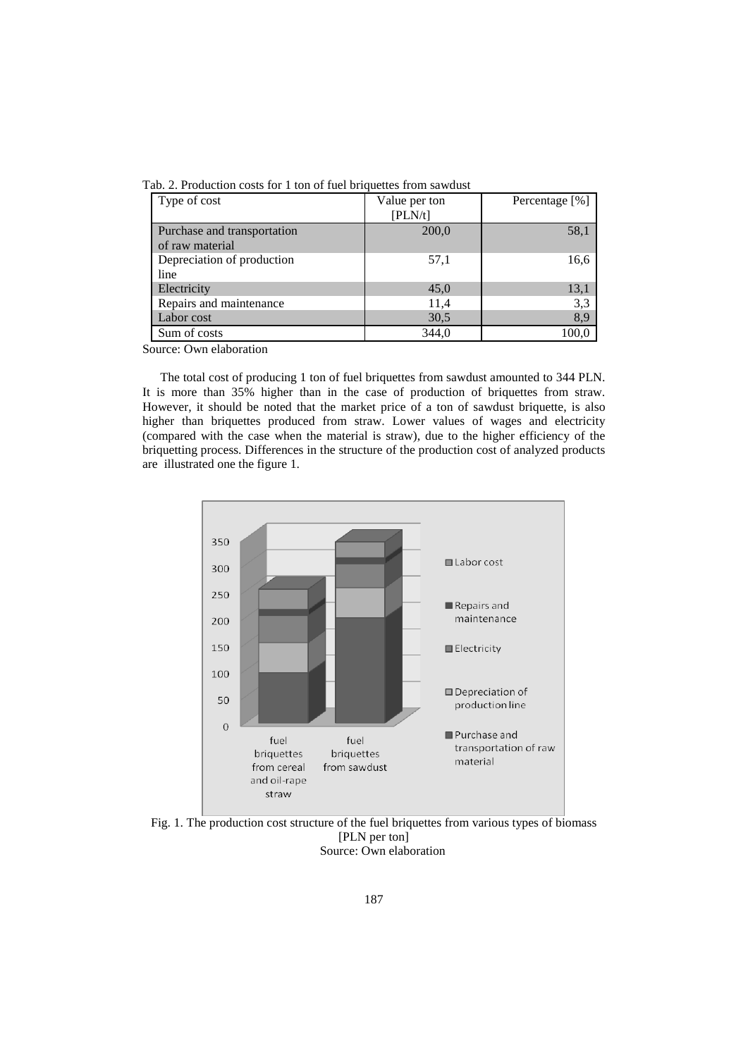Tab. 2. Production costs for 1 ton of fuel briquettes from sawdust

| Type of cost | Value per ton [PLN/t] | Percentage [%] |
|---|---|---|
| Purchase and transportation of raw material | 200,0 | 58,1 |
| Depreciation of production line | 57,1 | 16,6 |
| Electricity | 45,0 | 13,1 |
| Repairs and maintenance | 11,4 | 3,3 |
| Labor cost | 30,5 | 8,9 |
| Sum of costs | 344,0 | 100,0 |

Source: Own elaboration

The total cost of producing 1 ton of fuel briquettes from sawdust amounted to 344 PLN. It is more than 35% higher than in the case of production of briquettes from straw. However, it should be noted that the market price of a ton of sawdust briquette, is also higher than briquettes produced from straw. Lower values of wages and electricity (compared with the case when the material is straw), due to the higher efficiency of the briquetting process. Differences in the structure of the production cost of analyzed products are illustrated one the figure 1.

Fig. 1. The production cost structure of the fuel briquettes from various types of biomass [PLN per ton]
Source: Own elaboration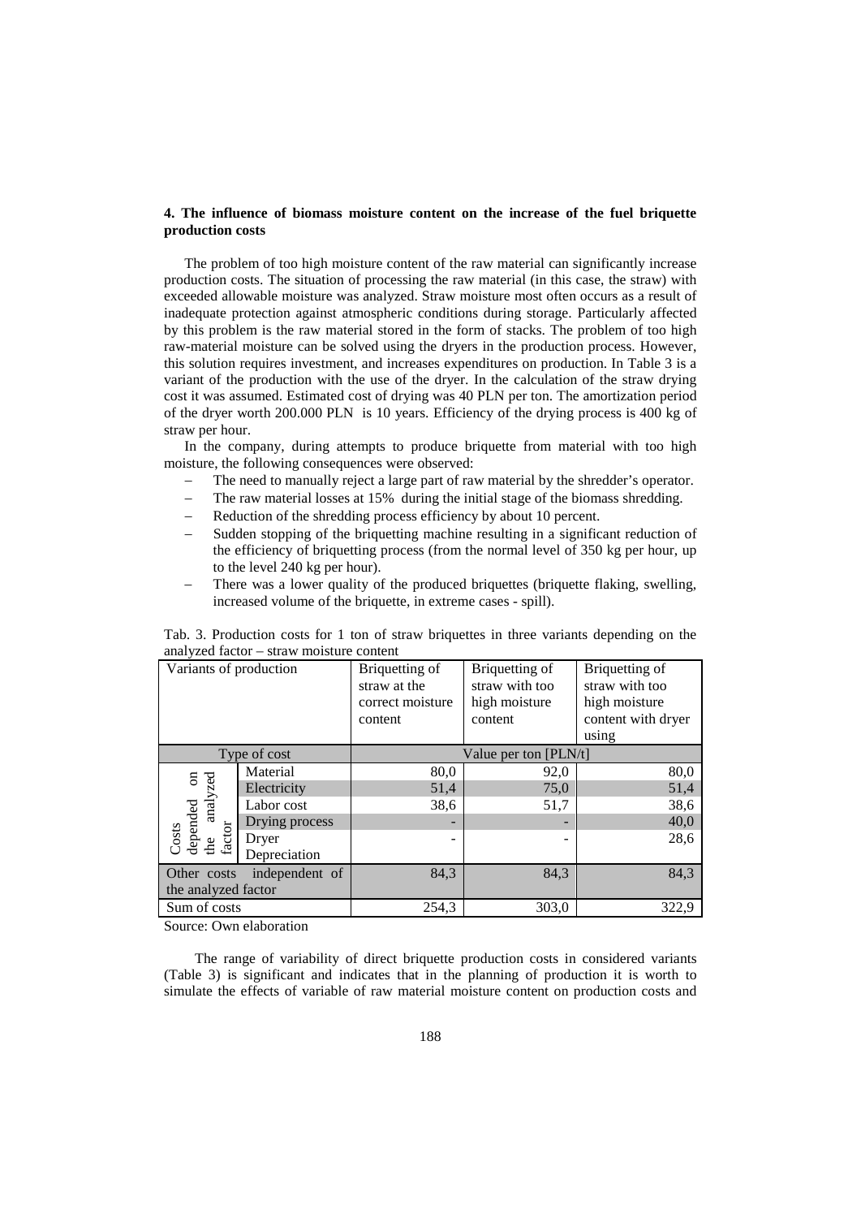### 4. The influence of biomass moisture content on the increase of the fuel briquette production costs

The problem of too high moisture content of the raw material can significantly increase production costs. The situation of processing the raw material (in this case, the straw) with exceeded allowable moisture was analyzed. Straw moisture most often occurs as a result of inadequate protection against atmospheric conditions during storage. Particularly affected by this problem is the raw material stored in the form of stacks. The problem of too high raw-material moisture can be solved using the dryers in the production process. However, this solution requires investment, and increases expenditures on production. In Table 3 is a variant of the production with the use of the dryer. In the calculation of the straw drying cost it was assumed. Estimated cost of drying was 40 PLN per ton. The amortization period of the dryer worth 200.000 PLN is 10 years. Efficiency of the drying process is 400 kg of straw per hour.

In the company, during attempts to produce briquette from material with too high moisture, the following consequences were observed:

- The need to manually reject a large part of raw material by the shredder's operator.
- The raw material losses at 15% during the initial stage of the biomass shredding.
- Reduction of the shredding process efficiency by about 10 percent.
- Sudden stopping of the briquetting machine resulting in a significant reduction of the efficiency of briquetting process (from the normal level of 350 kg per hour, up to the level 240 kg per hour).
- There was a lower quality of the produced briquettes (briquette flaking, swelling, increased volume of the briquette, in extreme cases - spill).

Tab. 3. Production costs for 1 ton of straw briquettes in three variants depending on the analyzed factor – straw moisture content

| Variants of production | | Briquetting of straw at the correct moisture content | Briquetting of straw with too high moisture content | Briquetting of straw with too high moisture content with dryer using |
|---|---|---|---|---|
| Type of cost | | Value per ton [PLN/t] | | |
| Costs depended on the analyzed factor | Material | 80,0 | 92,0 | 80,0 |
| | Electricity | 51,4 | 75,0 | 51,4 |
| | Labor cost | 38,6 | 51,7 | 38,6 |
| | Drying process | - | - | 40,0 |
| | Dryer Depreciation | - | - | 28,6 |
| Other costs independent of the analyzed factor | | 84,3 | 84,3 | 84,3 |
| Sum of costs | | 254,3 | 303,0 | 322,9 |

Source: Own elaboration

The range of variability of direct briquette production costs in considered variants (Table 3) is significant and indicates that in the planning of production it is worth to simulate the effects of variable of raw material moisture content on production costs and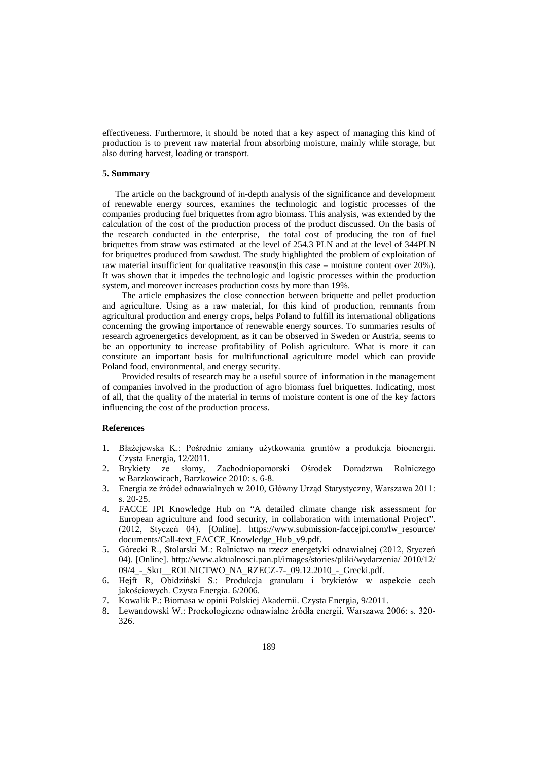effectiveness. Furthermore, it should be noted that a key aspect of managing this kind of production is to prevent raw material from absorbing moisture, mainly while storage, but also during harvest, loading or transport.

### 5. Summary

The article on the background of in-depth analysis of the significance and development of renewable energy sources, examines the technologic and logistic processes of the companies producing fuel briquettes from agro biomass. This analysis, was extended by the calculation of the cost of the production process of the product discussed. On the basis of the research conducted in the enterprise, the total cost of producing the ton of fuel briquettes from straw was estimated at the level of 254.3 PLN and at the level of 344PLN for briquettes produced from sawdust. The study highlighted the problem of exploitation of raw material insufficient for qualitative reasons(in this case – moisture content over 20%). It was shown that it impedes the technologic and logistic processes within the production system, and moreover increases production costs by more than 19%.

The article emphasizes the close connection between briquette and pellet production and agriculture. Using as a raw material, for this kind of production, remnants from agricultural production and energy crops, helps Poland to fulfill its international obligations concerning the growing importance of renewable energy sources. To summaries results of research agroenergetics development, as it can be observed in Sweden or Austria, seems to be an opportunity to increase profitability of Polish agriculture. What is more it can constitute an important basis for multifunctional agriculture model which can provide Poland food, environmental, and energy security.

Provided results of research may be a useful source of information in the management of companies involved in the production of agro biomass fuel briquettes. Indicating, most of all, that the quality of the material in terms of moisture content is one of the key factors influencing the cost of the production process.

### References

1. Błażejewska K.: Pośrednie zmiany użytkowania gruntów a produkcja bioenergii. Czysta Energia, 12/2011.
2. Brykiety ze słomy, Zachodniopomorski Ośrodek Doradztwa Rolniczego w Barzkowicach, Barzkowice 2010: s. 6-8.
3. Energia ze źródeł odnawialnych w 2010, Główny Urząd Statystyczny, Warszawa 2011: s. 20-25.
4. FACCE JPI Knowledge Hub on "A detailed climate change risk assessment for European agriculture and food security, in collaboration with international Project". (2012, Styczeń 04). [Online]. https://www.submission-faccejpi.com/lw_resource/documents/Call-text_FACCE_Knowledge_Hub_v9.pdf.
5. Górecki R., Stolarski M.: Rolnictwo na rzecz energetyki odnawialnej (2012, Styczeń 04). [Online]. http://www.aktualnosci.pan.pl/images/stories/pliki/wydarzenia/ 2010/12/09/4_-_Skrt__ROLNICTWO_NA_RZECZ-7-_09.12.2010_-_Grecki.pdf.
6. Hejft R, Obidziński S.: Produkcja granulatu i brykietów w aspekcie cech jakościowych. Czysta Energia. 6/2006.
7. Kowalik P.: Biomasa w opinii Polskiej Akademii. Czysta Energia, 9/2011.
8. Lewandowski W.: Proekologiczne odnawialne źródła energii, Warszawa 2006: s. 320-326.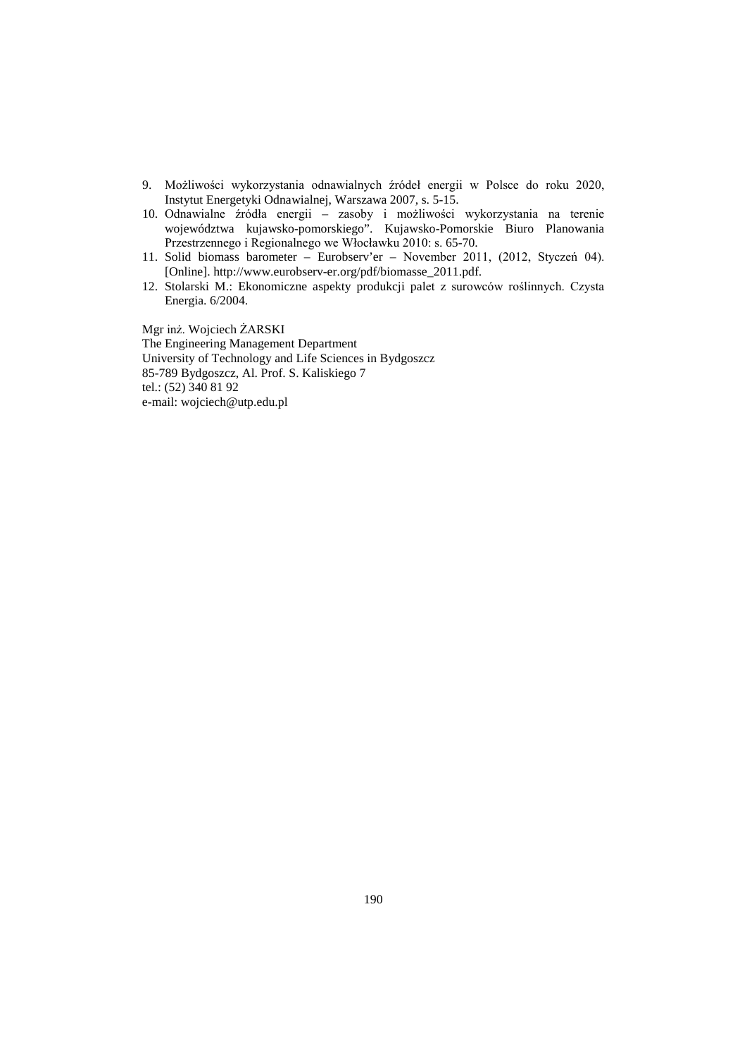9. Możliwości wykorzystania odnawialnych źródeł energii w Polsce do roku 2020, Instytut Energetyki Odnawialnej, Warszawa 2007, s. 5-15.
10. Odnawialne źródła energii – zasoby i możliwości wykorzystania na terenie województwa kujawsko-pomorskiego". Kujawsko-Pomorskie Biuro Planowania Przestrzennego i Regionalnego we Włocławku 2010: s. 65-70.
11. Solid biomass barometer – Eurobserv'er – November 2011, (2012, Styczeń 04). [Online]. http://www.eurobserv-er.org/pdf/biomasse_2011.pdf.
12. Stolarski M.: Ekonomiczne aspekty produkcji palet z surowców roślinnych. Czysta Energia. 6/2004.

Mgr inż. Wojciech ŻARSKI
The Engineering Management Department
University of Technology and Life Sciences in Bydgoszcz
85-789 Bydgoszcz, Al. Prof. S. Kaliskiego 7
tel.: (52) 340 81 92
e-mail: wojciech@utp.edu.pl